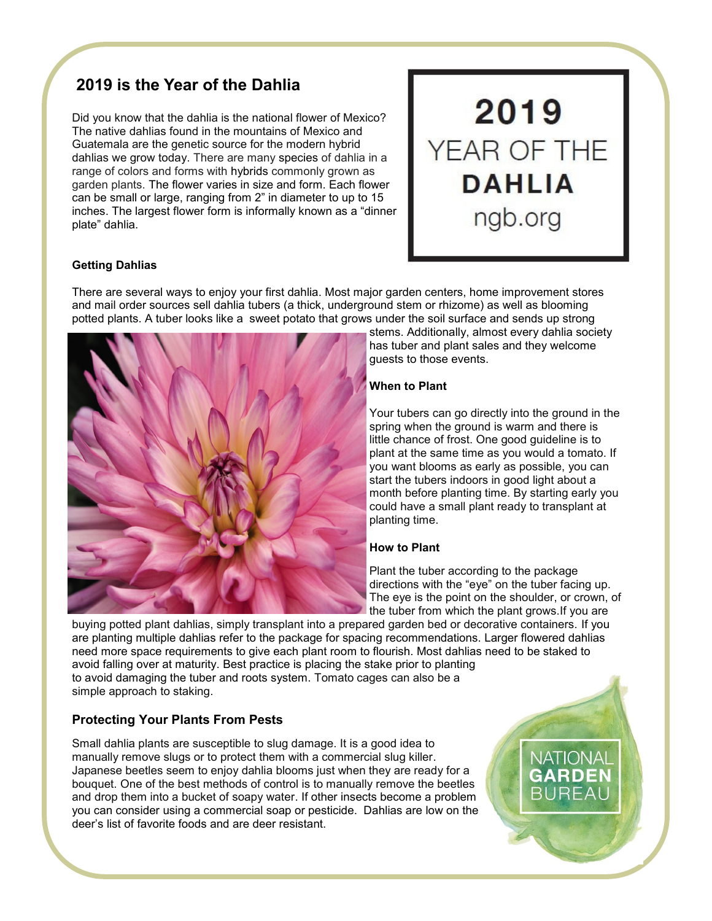# 2019 is the Year of the Dahlia

Did you know that the dahlia is the national flower of Mexico? The native dahlias found in the mountains of Mexico and Guatemala are the genetic source for the modern hybrid dahlias we grow today. There are many species of dahlia in a range of colors and forms with hybrids commonly grown as garden plants. The flower varies in size and form. Each flower can be small or large, ranging from 2" in diameter to up to 15 inches. The largest flower form is informally known as a "dinner plate" dahlia.

2019 YEAR OF THE DAHLIA ngb.org

### Getting Dahlias

There are several ways to enjoy your first dahlia. Most major garden centers, home improvement stores and mail order sources sell dahlia tubers (a thick, underground stem or rhizome) as well as blooming potted plants. A tuber looks like a sweet potato that grows under the soil surface and sends up strong stems. Additionally, almost every dahlia society has tuber and plant sales and they welcome guests to those events.

### When to Plant

Your tubers can go directly into the ground in the spring when the ground is warm and there is little chance of frost. One good guideline is to plant at the same time as you would a tomato. If you want blooms as early as possible, you can start the tubers indoors in good light about a month before planting time. By starting early you could have a small plant ready to transplant at planting time.

### How to Plant

Plant the tuber according to the package directions with the "eye" on the tuber facing up. The eye is the point on the shoulder, or crown, of the tuber from which the plant grows.If you are buying potted plant dahlias, simply transplant into a prepared garden bed or decorative containers. If you are planting multiple dahlias refer to the package for spacing recommendations. Larger flowered dahlias need more space requirements to give each plant room to flourish. Most dahlias need to be staked to avoid falling over at maturity. Best practice is placing the stake prior to planting to avoid damaging the tuber and roots system. Tomato cages can also be a simple approach to staking.

### Protecting Your Plants From Pests

Small dahlia plants are susceptible to slug damage. It is a good idea to manually remove slugs or to protect them with a commercial slug killer. Japanese beetles seem to enjoy dahlia blooms just when they are ready for a bouquet. One of the best methods of control is to manually remove the beetles and drop them into a bucket of soapy water. If other insects become a problem you can consider using a commercial soap or pesticide. Dahlias are low on the deer's list of favorite foods and are deer resistant.

NATIONAL GARDEN BUREAU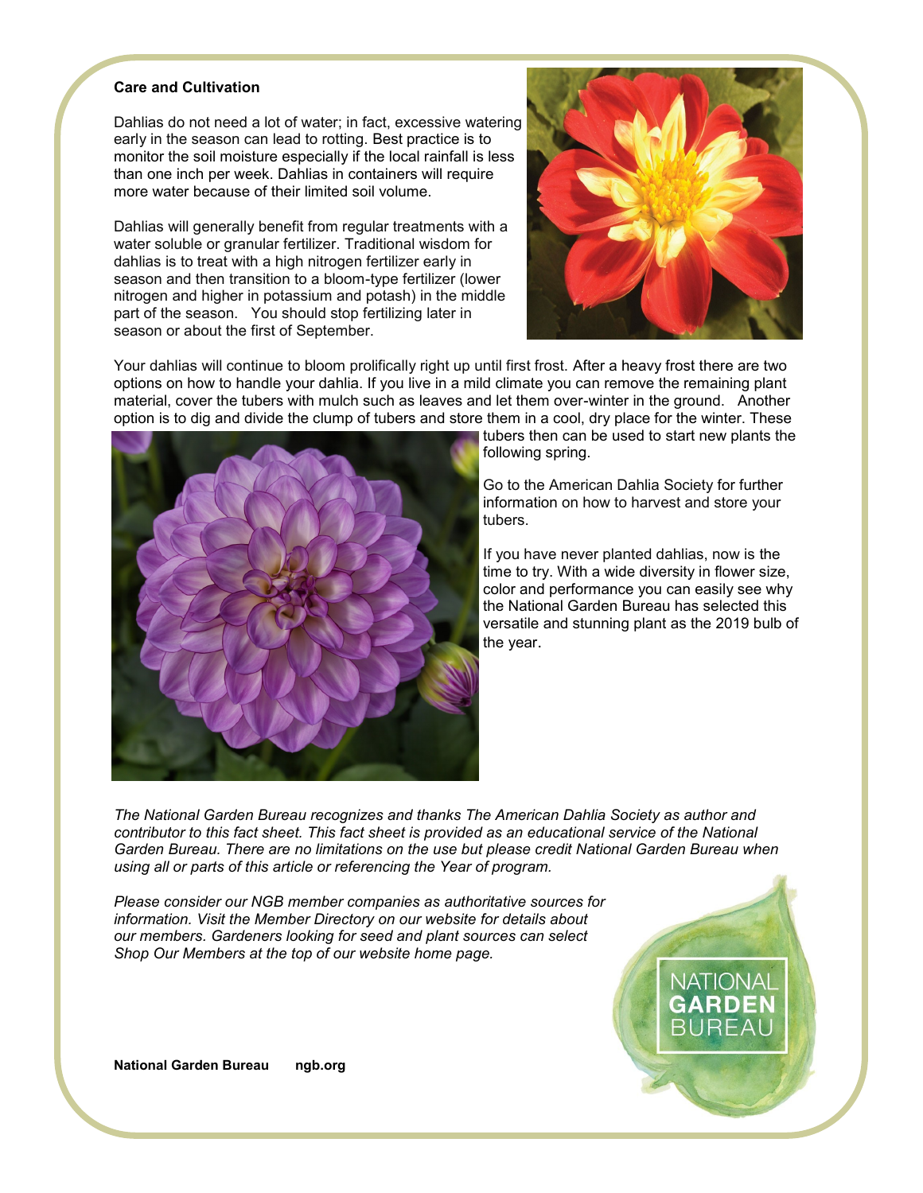## Care and Cultivation

Dahlias do not need a lot of water; in fact, excessive watering early in the season can lead to rotting. Best practice is to monitor the soil moisture especially if the local rainfall is less than one inch per week. Dahlias in containers will require more water because of their limited soil volume.

Dahlias will generally benefit from regular treatments with a water soluble or granular fertilizer. Traditional wisdom for dahlias is to treat with a high nitrogen fertilizer early in season and then transition to a bloom-type fertilizer (lower nitrogen and higher in potassium and potash) in the middle part of the season. You should stop fertilizing later in season or about the first of September.

Your dahlias will continue to bloom prolifically right up until first frost. After a heavy frost there are two options on how to handle your dahlia. If you live in a mild climate you can remove the remaining plant material, cover the tubers with mulch such as leaves and let them over-winter in the ground. Another option is to dig and divide the clump of tubers and store them in a cool, dry place for the winter. These tubers then can be used to start new plants the following spring.

Go to the American Dahlia Society for further information on how to harvest and store your tubers.

If you have never planted dahlias, now is the time to try. With a wide diversity in flower size, color and performance you can easily see why the National Garden Bureau has selected this versatile and stunning plant as the 2019 bulb of the year.

*The National Garden Bureau recognizes and thanks The American Dahlia Society as author and contributor to this fact sheet. This fact sheet is provided as an educational service of the National Garden Bureau. There are no limitations on the use but please credit National Garden Bureau when using all or parts of this article or referencing the Year of program.*

*Please consider our NGB member companies as authoritative sources for information. Visit the Member Directory on our website for details about our members. Gardeners looking for seed and plant sources can select Shop Our Members at the top of our website home page.*

**National Garden Bureau ngb.org**